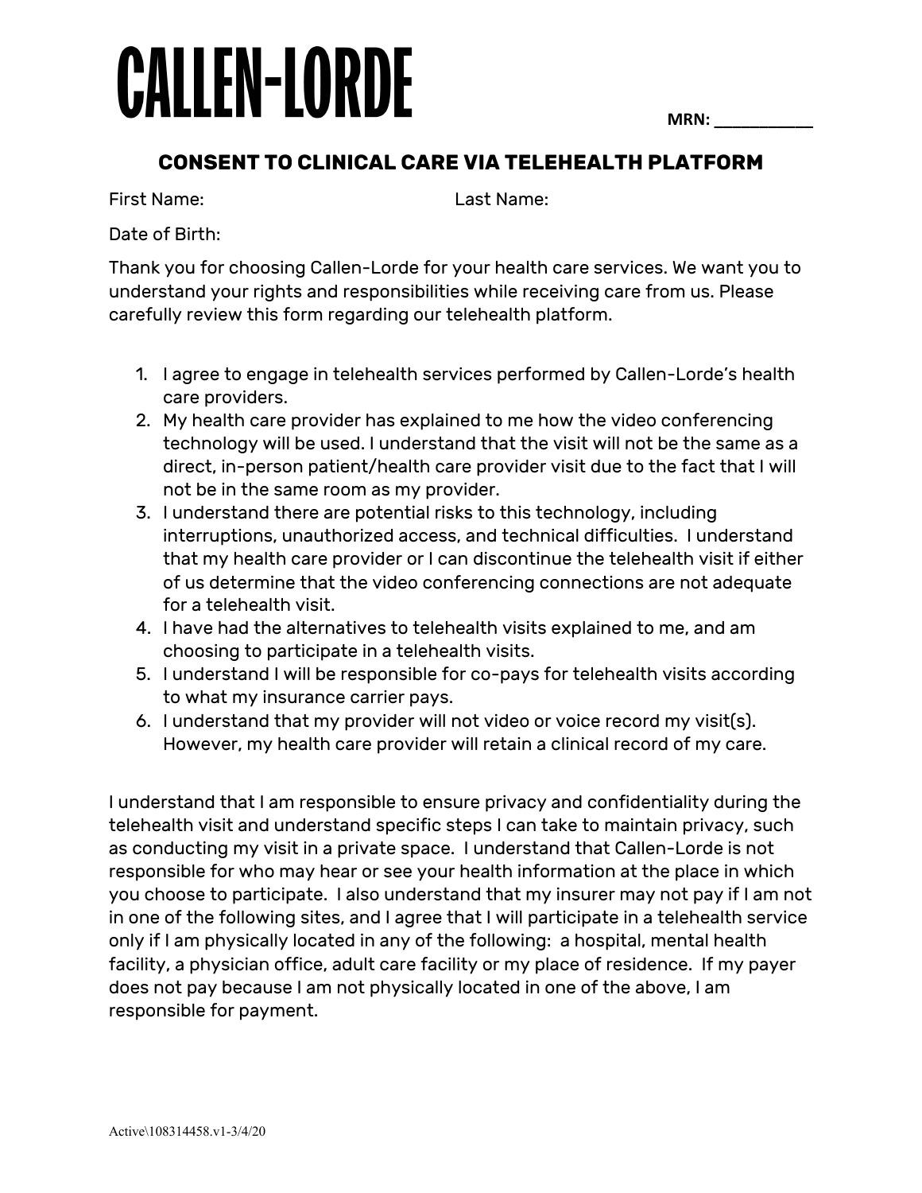# CALLEN-LORDE

**MRN:** ___________

## CONSENT TO CLINICAL CARE VIA TELEHEALTH PLATFORM

First Name: Last Name:

Date of Birth:

Thank you for choosing Callen-Lorde for your health care services. We want you to understand your rights and responsibilities while receiving care from us. Please carefully review this form regarding our telehealth platform.

1. I agree to engage in telehealth services performed by Callen-Lorde's health care providers.
2. My health care provider has explained to me how the video conferencing technology will be used. I understand that the visit will not be the same as a direct, in-person patient/health care provider visit due to the fact that I will not be in the same room as my provider.
3. I understand there are potential risks to this technology, including interruptions, unauthorized access, and technical difficulties. I understand that my health care provider or I can discontinue the telehealth visit if either of us determine that the video conferencing connections are not adequate for a telehealth visit.
4. I have had the alternatives to telehealth visits explained to me, and am choosing to participate in a telehealth visits.
5. I understand I will be responsible for co-pays for telehealth visits according to what my insurance carrier pays.
6. I understand that my provider will not video or voice record my visit(s). However, my health care provider will retain a clinical record of my care.

I understand that I am responsible to ensure privacy and confidentiality during the telehealth visit and understand specific steps I can take to maintain privacy, such as conducting my visit in a private space. I understand that Callen-Lorde is not responsible for who may hear or see your health information at the place in which you choose to participate. I also understand that my insurer may not pay if I am not in one of the following sites, and I agree that I will participate in a telehealth service only if I am physically located in any of the following: a hospital, mental health facility, a physician office, adult care facility or my place of residence. If my payer does not pay because I am not physically located in one of the above, I am responsible for payment.

Active\108314458.v1-3/4/20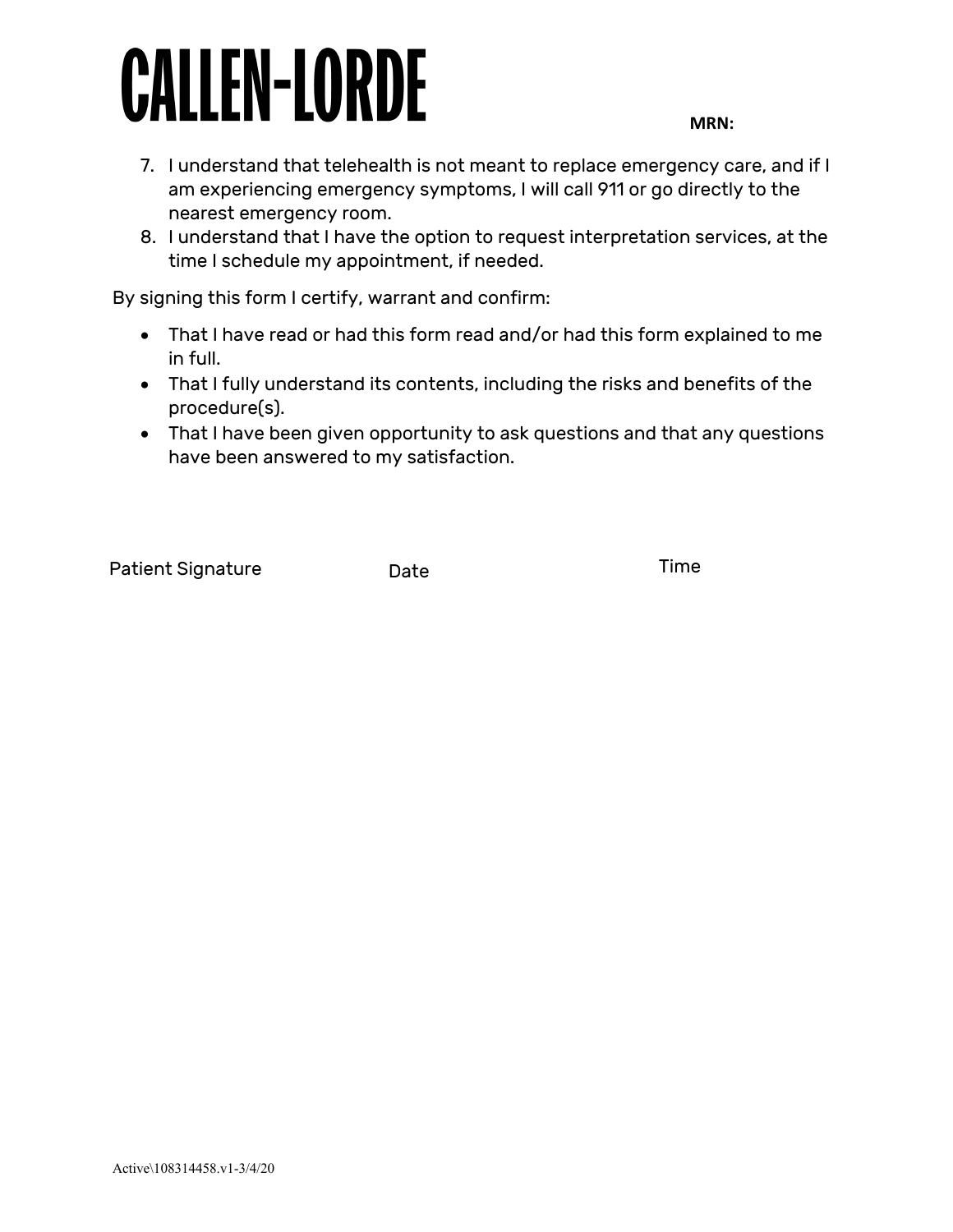# CALLEN-LORDE

**MRN:**

7. I understand that telehealth is not meant to replace emergency care, and if I am experiencing emergency symptoms, I will call 911 or go directly to the nearest emergency room.
8. I understand that I have the option to request interpretation services, at the time I schedule my appointment, if needed.

By signing this form I certify, warrant and confirm:

- That I have read or had this form read and/or had this form explained to me in full.
- That I fully understand its contents, including the risks and benefits of the procedure(s).
- That I have been given opportunity to ask questions and that any questions have been answered to my satisfaction.

Patient Signature    Date    Time

Active\108314458.v1-3/4/20